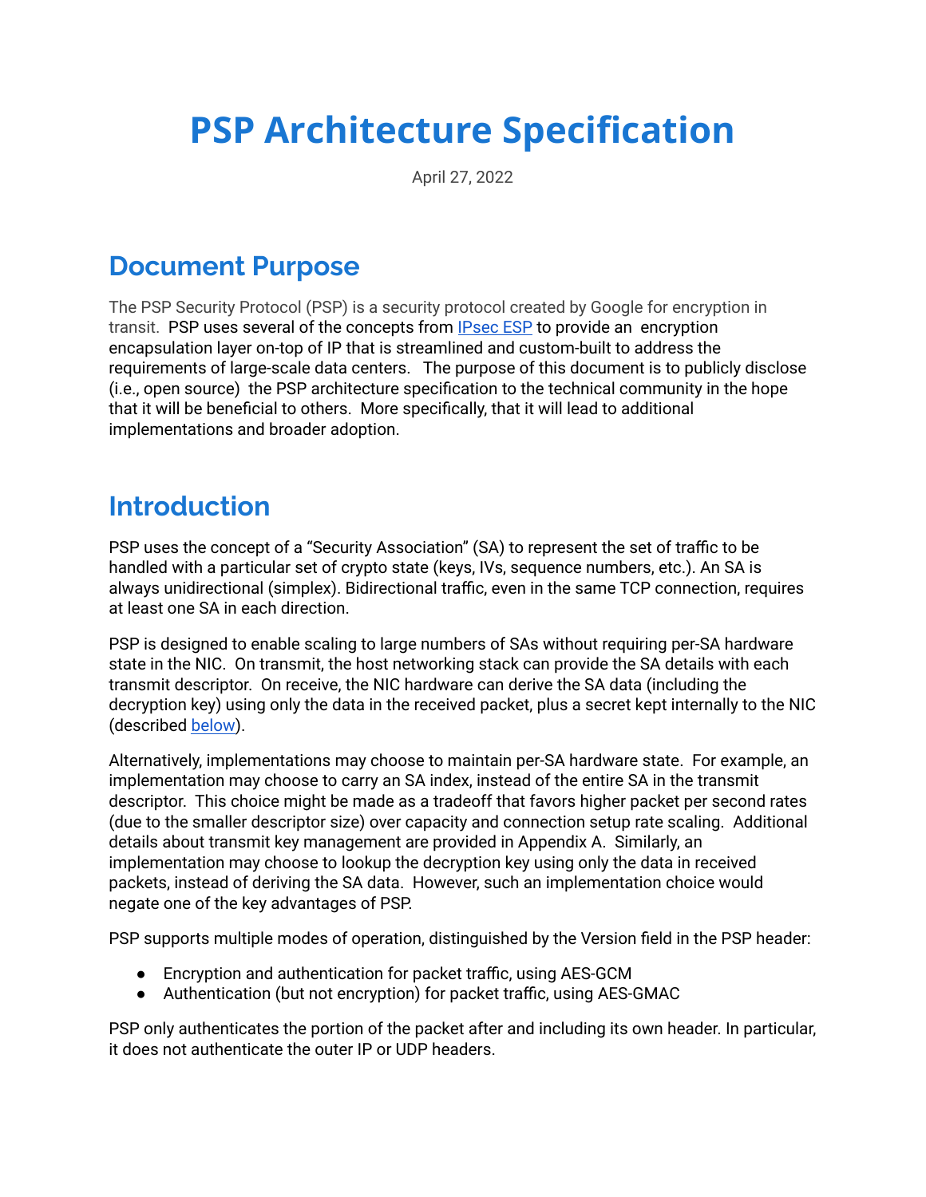# PSP Architecture Specification

April 27, 2022

## Document Purpose

The PSP Security Protocol (PSP) is a security protocol created by Google for encryption in transit. PSP uses several of the concepts from [IPsec ESP] to provide an encryption encapsulation layer on-top of IP that is streamlined and custom-built to address the requirements of large-scale data centers. The purpose of this document is to publicly disclose (i.e., open source) the PSP architecture specification to the technical community in the hope that it will be beneficial to others. More specifically, that it will lead to additional implementations and broader adoption.

## Introduction

PSP uses the concept of a "Security Association" (SA) to represent the set of traffic to be handled with a particular set of crypto state (keys, IVs, sequence numbers, etc.). An SA is always unidirectional (simplex). Bidirectional traffic, even in the same TCP connection, requires at least one SA in each direction.

PSP is designed to enable scaling to large numbers of SAs without requiring per-SA hardware state in the NIC. On transmit, the host networking stack can provide the SA details with each transmit descriptor. On receive, the NIC hardware can derive the SA data (including the decryption key) using only the data in the received packet, plus a secret kept internally to the NIC (described [below]).

Alternatively, implementations may choose to maintain per-SA hardware state. For example, an implementation may choose to carry an SA index, instead of the entire SA in the transmit descriptor. This choice might be made as a tradeoff that favors higher packet per second rates (due to the smaller descriptor size) over capacity and connection setup rate scaling. Additional details about transmit key management are provided in Appendix A. Similarly, an implementation may choose to lookup the decryption key using only the data in received packets, instead of deriving the SA data. However, such an implementation choice would negate one of the key advantages of PSP.

PSP supports multiple modes of operation, distinguished by the Version field in the PSP header:

- Encryption and authentication for packet traffic, using AES-GCM
- Authentication (but not encryption) for packet traffic, using AES-GMAC

PSP only authenticates the portion of the packet after and including its own header. In particular, it does not authenticate the outer IP or UDP headers.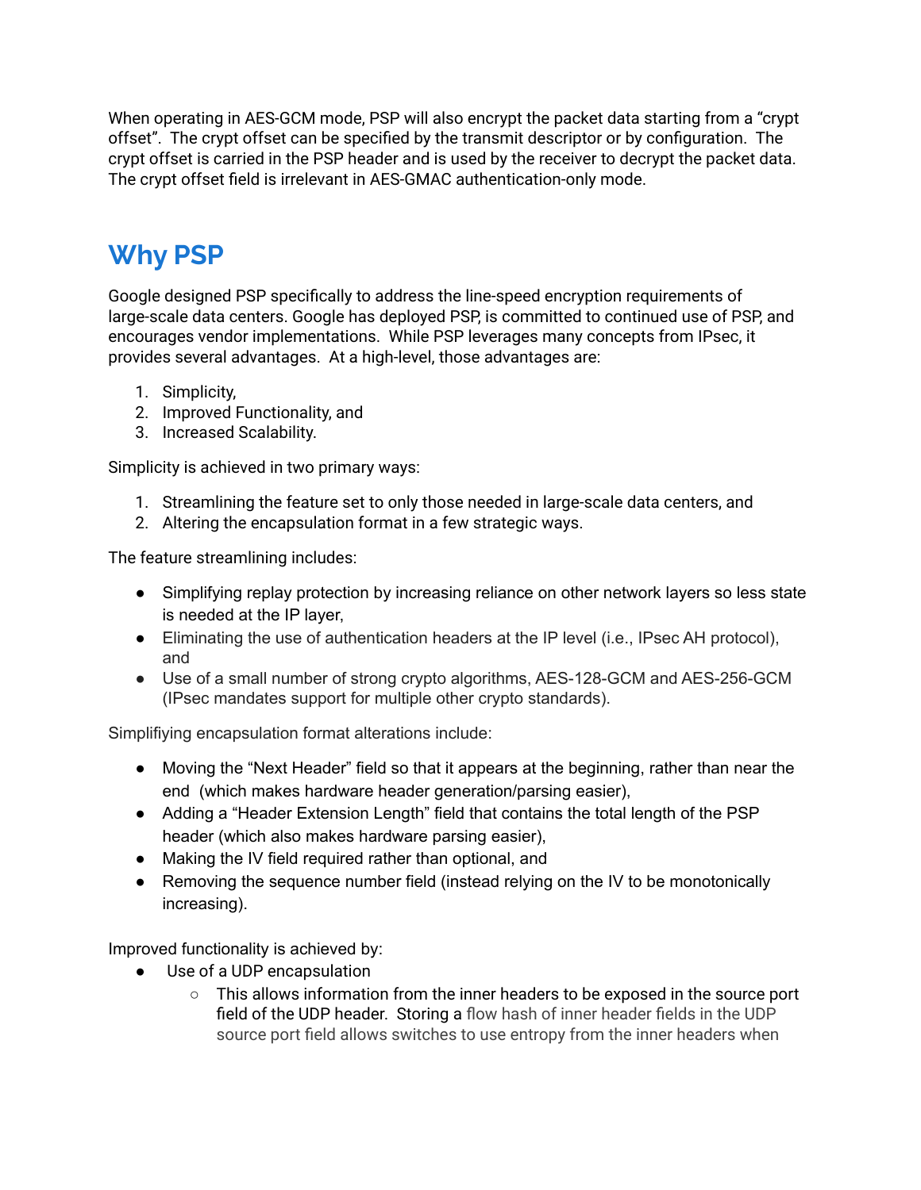When operating in AES-GCM mode, PSP will also encrypt the packet data starting from a “crypt offset”. The crypt offset can be specified by the transmit descriptor or by configuration. The crypt offset is carried in the PSP header and is used by the receiver to decrypt the packet data. The crypt offset field is irrelevant in AES-GMAC authentication-only mode.

# Why PSP

Google designed PSP specifically to address the line-speed encryption requirements of large-scale data centers. Google has deployed PSP, is committed to continued use of PSP, and encourages vendor implementations. While PSP leverages many concepts from IPsec, it provides several advantages. At a high-level, those advantages are:

1. Simplicity,
2. Improved Functionality, and
3. Increased Scalability.

Simplicity is achieved in two primary ways:

1. Streamlining the feature set to only those needed in large-scale data centers, and
2. Altering the encapsulation format in a few strategic ways.

The feature streamlining includes:

- Simplifying replay protection by increasing reliance on other network layers so less state is needed at the IP layer,
- Eliminating the use of authentication headers at the IP level (i.e., IPsec AH protocol), and
- Use of a small number of strong crypto algorithms, AES-128-GCM and AES-256-GCM (IPsec mandates support for multiple other crypto standards).

Simplifiying encapsulation format alterations include:

- Moving the “Next Header” field so that it appears at the beginning, rather than near the end (which makes hardware header generation/parsing easier),
- Adding a “Header Extension Length” field that contains the total length of the PSP header (which also makes hardware parsing easier),
- Making the IV field required rather than optional, and
- Removing the sequence number field (instead relying on the IV to be monotonically increasing).

Improved functionality is achieved by:

- Use of a UDP encapsulation
  - This allows information from the inner headers to be exposed in the source port field of the UDP header. Storing a flow hash of inner header fields in the UDP source port field allows switches to use entropy from the inner headers when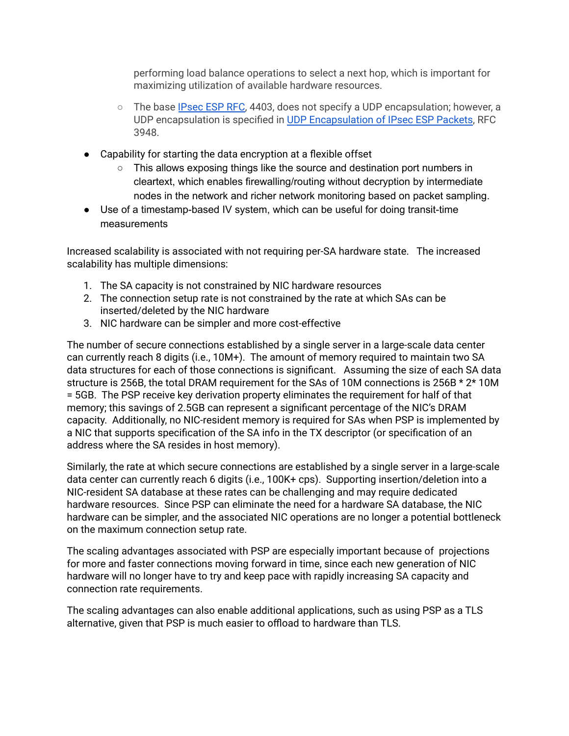performing load balance operations to select a next hop, which is important for maximizing utilization of available hardware resources.

    - The base [IPsec ESP RFC](), 4403, does not specify a UDP encapsulation; however, a UDP encapsulation is specified in [UDP Encapsulation of IPsec ESP Packets](), RFC 3948.

- Capability for starting the data encryption at a flexible offset
    - This allows exposing things like the source and destination port numbers in cleartext, which enables firewalling/routing without decryption by intermediate nodes in the network and richer network monitoring based on packet sampling.
- Use of a timestamp-based IV system, which can be useful for doing transit-time measurements

Increased scalability is associated with not requiring per-SA hardware state. The increased scalability has multiple dimensions:

1. The SA capacity is not constrained by NIC hardware resources
2. The connection setup rate is not constrained by the rate at which SAs can be inserted/deleted by the NIC hardware
3. NIC hardware can be simpler and more cost-effective

The number of secure connections established by a single server in a large-scale data center can currently reach 8 digits (i.e., 10M+). The amount of memory required to maintain two SA data structures for each of those connections is significant. Assuming the size of each SA data structure is 256B, the total DRAM requirement for the SAs of 10M connections is 256B * 2* 10M = 5GB. The PSP receive key derivation property eliminates the requirement for half of that memory; this savings of 2.5GB can represent a significant percentage of the NIC's DRAM capacity. Additionally, no NIC-resident memory is required for SAs when PSP is implemented by a NIC that supports specification of the SA info in the TX descriptor (or specification of an address where the SA resides in host memory).

Similarly, the rate at which secure connections are established by a single server in a large-scale data center can currently reach 6 digits (i.e., 100K+ cps). Supporting insertion/deletion into a NIC-resident SA database at these rates can be challenging and may require dedicated hardware resources. Since PSP can eliminate the need for a hardware SA database, the NIC hardware can be simpler, and the associated NIC operations are no longer a potential bottleneck on the maximum connection setup rate.

The scaling advantages associated with PSP are especially important because of projections for more and faster connections moving forward in time, since each new generation of NIC hardware will no longer have to try and keep pace with rapidly increasing SA capacity and connection rate requirements.

The scaling advantages can also enable additional applications, such as using PSP as a TLS alternative, given that PSP is much easier to offload to hardware than TLS.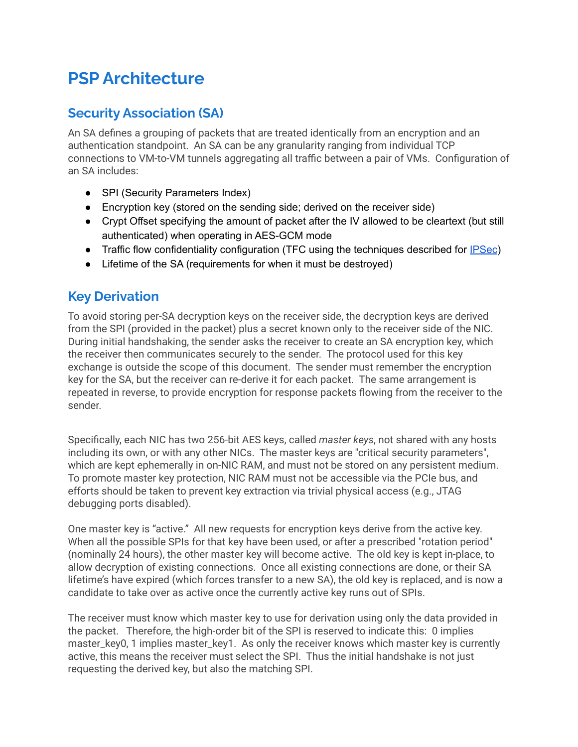# PSP Architecture

## Security Association (SA)

An SA defines a grouping of packets that are treated identically from an encryption and an authentication standpoint. An SA can be any granularity ranging from individual TCP connections to VM-to-VM tunnels aggregating all traffic between a pair of VMs. Configuration of an SA includes:

- SPI (Security Parameters Index)
- Encryption key (stored on the sending side; derived on the receiver side)
- Crypt Offset specifying the amount of packet after the IV allowed to be cleartext (but still authenticated) when operating in AES-GCM mode
- Traffic flow confidentiality configuration (TFC using the techniques described for IPSec)
- Lifetime of the SA (requirements for when it must be destroyed)

## Key Derivation

To avoid storing per-SA decryption keys on the receiver side, the decryption keys are derived from the SPI (provided in the packet) plus a secret known only to the receiver side of the NIC. During initial handshaking, the sender asks the receiver to create an SA encryption key, which the receiver then communicates securely to the sender. The protocol used for this key exchange is outside the scope of this document. The sender must remember the encryption key for the SA, but the receiver can re-derive it for each packet. The same arrangement is repeated in reverse, to provide encryption for response packets flowing from the receiver to the sender.

Specifically, each NIC has two 256-bit AES keys, called *master keys*, not shared with any hosts including its own, or with any other NICs. The master keys are "critical security parameters", which are kept ephemerally in on-NIC RAM, and must not be stored on any persistent medium. To promote master key protection, NIC RAM must not be accessible via the PCIe bus, and efforts should be taken to prevent key extraction via trivial physical access (e.g., JTAG debugging ports disabled).

One master key is "active." All new requests for encryption keys derive from the active key. When all the possible SPIs for that key have been used, or after a prescribed "rotation period" (nominally 24 hours), the other master key will become active. The old key is kept in-place, to allow decryption of existing connections. Once all existing connections are done, or their SA lifetime's have expired (which forces transfer to a new SA), the old key is replaced, and is now a candidate to take over as active once the currently active key runs out of SPIs.

The receiver must know which master key to use for derivation using only the data provided in the packet. Therefore, the high-order bit of the SPI is reserved to indicate this: 0 implies master_key0, 1 implies master_key1. As only the receiver knows which master key is currently active, this means the receiver must select the SPI. Thus the initial handshake is not just requesting the derived key, but also the matching SPI.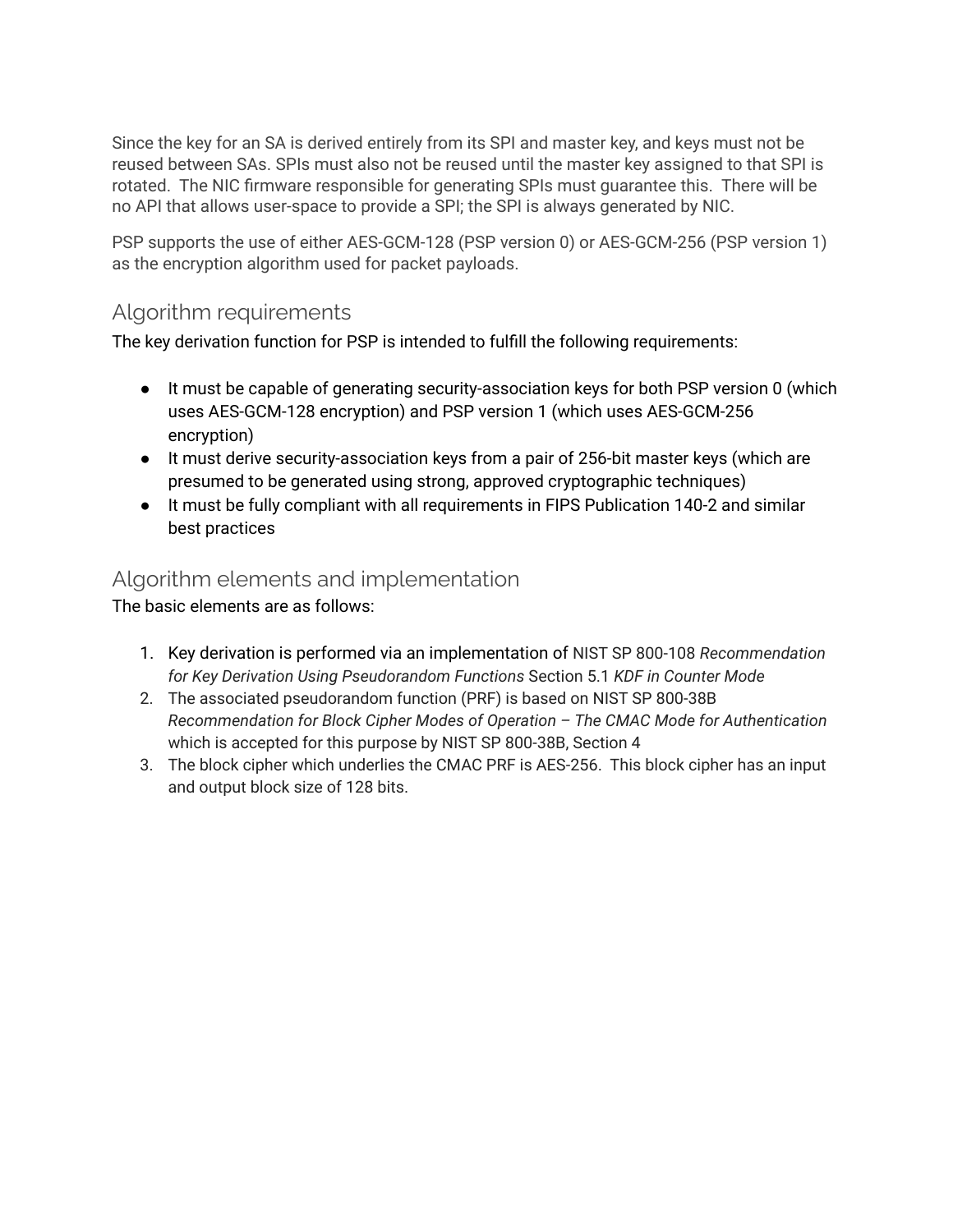Since the key for an SA is derived entirely from its SPI and master key, and keys must not be reused between SAs. SPIs must also not be reused until the master key assigned to that SPI is rotated. The NIC firmware responsible for generating SPIs must guarantee this. There will be no API that allows user-space to provide a SPI; the SPI is always generated by NIC.

PSP supports the use of either AES-GCM-128 (PSP version 0) or AES-GCM-256 (PSP version 1) as the encryption algorithm used for packet payloads.

## Algorithm requirements

The key derivation function for PSP is intended to fulfill the following requirements:

- It must be capable of generating security-association keys for both PSP version 0 (which uses AES-GCM-128 encryption) and PSP version 1 (which uses AES-GCM-256 encryption)
- It must derive security-association keys from a pair of 256-bit master keys (which are presumed to be generated using strong, approved cryptographic techniques)
- It must be fully compliant with all requirements in FIPS Publication 140-2 and similar best practices

## Algorithm elements and implementation

The basic elements are as follows:

1. Key derivation is performed via an implementation of NIST SP 800-108 *Recommendation for Key Derivation Using Pseudorandom Functions* Section 5.1 *KDF in Counter Mode*
2. The associated pseudorandom function (PRF) is based on NIST SP 800-38B *Recommendation for Block Cipher Modes of Operation – The CMAC Mode for Authentication* which is accepted for this purpose by NIST SP 800-38B, Section 4
3. The block cipher which underlies the CMAC PRF is AES-256. This block cipher has an input and output block size of 128 bits.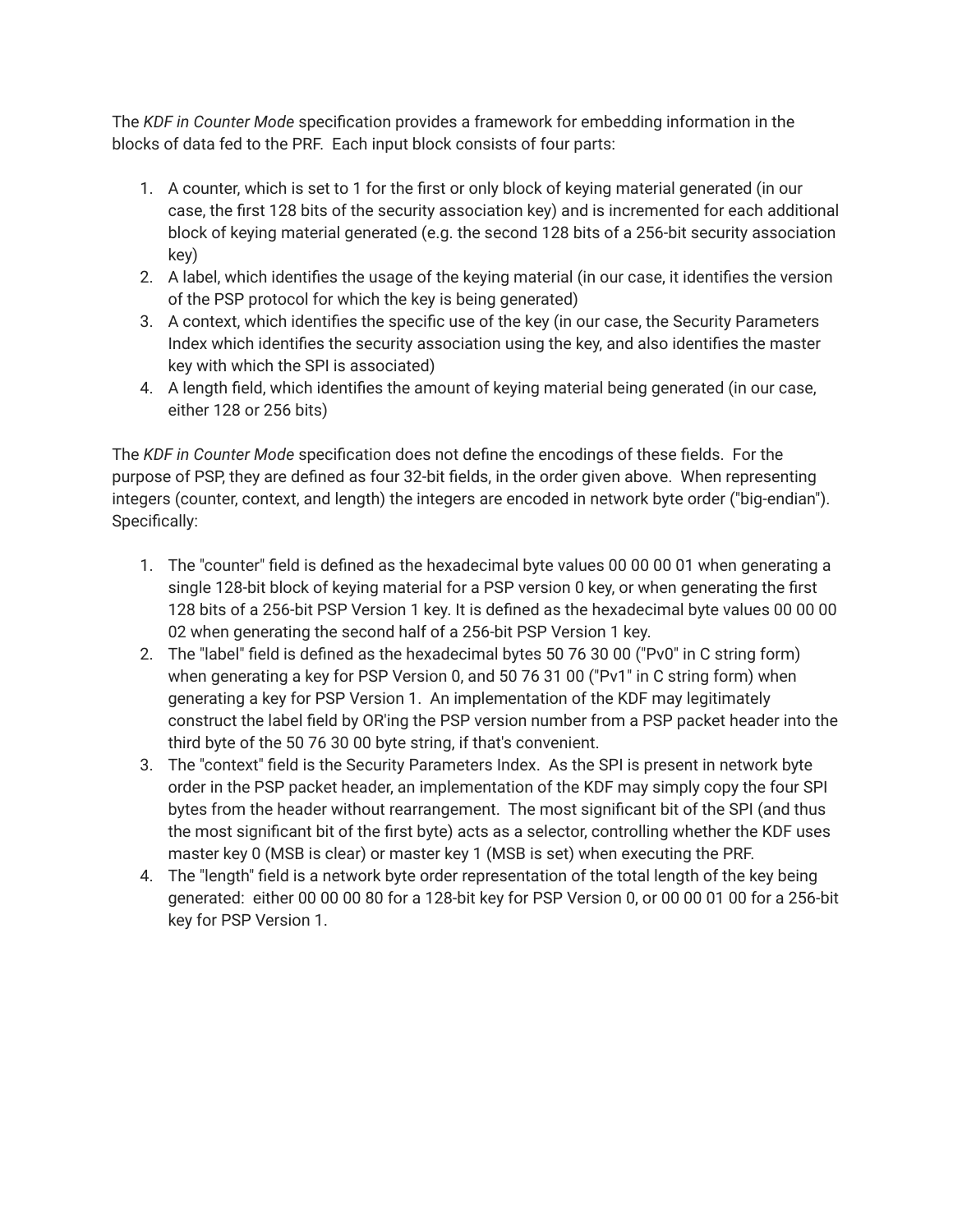The *KDF in Counter Mode* specification provides a framework for embedding information in the blocks of data fed to the PRF. Each input block consists of four parts:

1. A counter, which is set to 1 for the first or only block of keying material generated (in our case, the first 128 bits of the security association key) and is incremented for each additional block of keying material generated (e.g. the second 128 bits of a 256-bit security association key)
2. A label, which identifies the usage of the keying material (in our case, it identifies the version of the PSP protocol for which the key is being generated)
3. A context, which identifies the specific use of the key (in our case, the Security Parameters Index which identifies the security association using the key, and also identifies the master key with which the SPI is associated)
4. A length field, which identifies the amount of keying material being generated (in our case, either 128 or 256 bits)

The *KDF in Counter Mode* specification does not define the encodings of these fields. For the purpose of PSP, they are defined as four 32-bit fields, in the order given above. When representing integers (counter, context, and length) the integers are encoded in network byte order ("big-endian"). Specifically:

1. The "counter" field is defined as the hexadecimal byte values 00 00 00 01 when generating a single 128-bit block of keying material for a PSP version 0 key, or when generating the first 128 bits of a 256-bit PSP Version 1 key. It is defined as the hexadecimal byte values 00 00 00 02 when generating the second half of a 256-bit PSP Version 1 key.
2. The "label" field is defined as the hexadecimal bytes 50 76 30 00 ("Pv0" in C string form) when generating a key for PSP Version 0, and 50 76 31 00 ("Pv1" in C string form) when generating a key for PSP Version 1. An implementation of the KDF may legitimately construct the label field by OR'ing the PSP version number from a PSP packet header into the third byte of the 50 76 30 00 byte string, if that's convenient.
3. The "context" field is the Security Parameters Index. As the SPI is present in network byte order in the PSP packet header, an implementation of the KDF may simply copy the four SPI bytes from the header without rearrangement. The most significant bit of the SPI (and thus the most significant bit of the first byte) acts as a selector, controlling whether the KDF uses master key 0 (MSB is clear) or master key 1 (MSB is set) when executing the PRF.
4. The "length" field is a network byte order representation of the total length of the key being generated: either 00 00 00 80 for a 128-bit key for PSP Version 0, or 00 00 01 00 for a 256-bit key for PSP Version 1.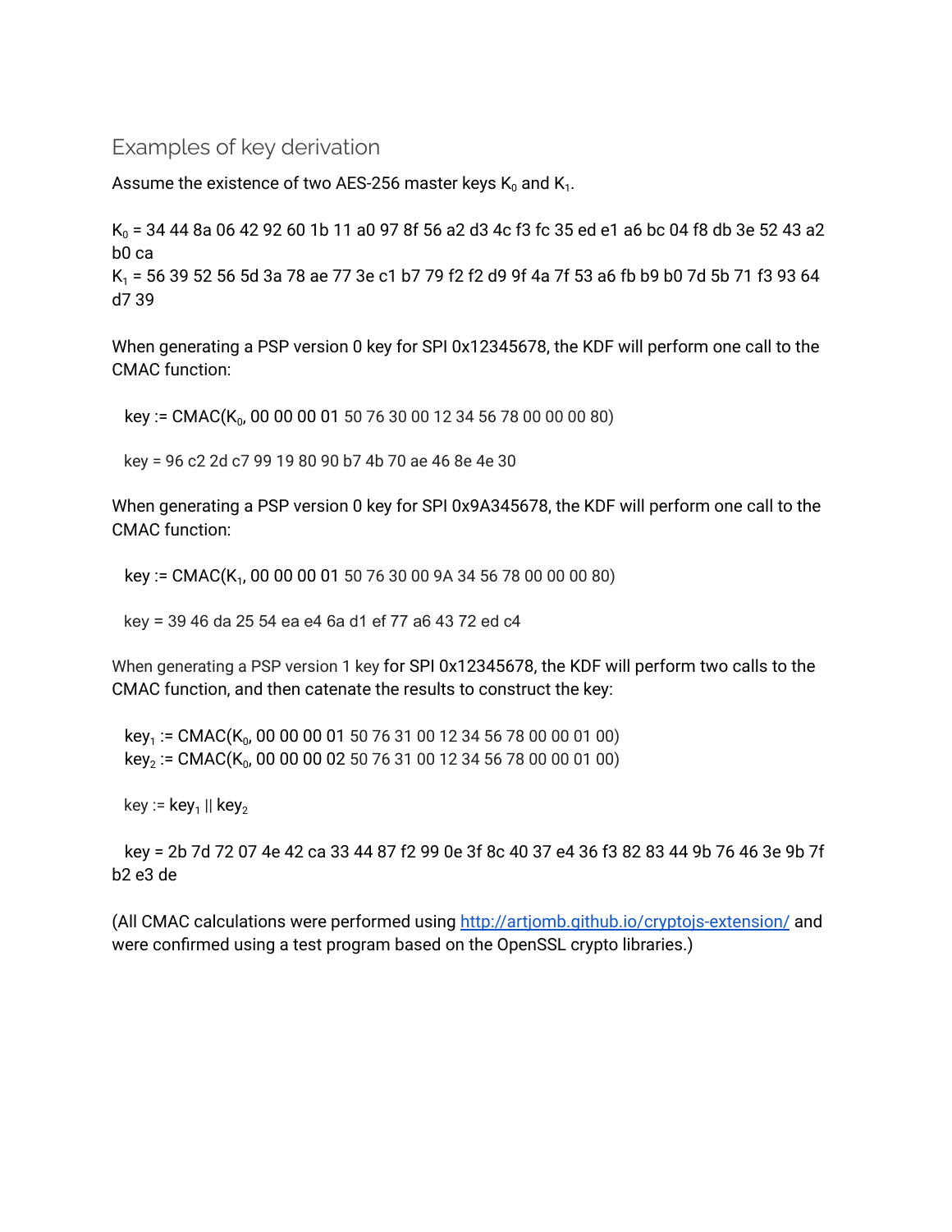## Examples of key derivation

Assume the existence of two AES-256 master keys $K_0$ and $K_1$.

$K_0$ = 34 44 8a 06 42 92 60 1b 11 a0 97 8f 56 a2 d3 4c f3 fc 35 ed e1 a6 bc 04 f8 db 3e 52 43 a2 b0 ca
$K_1$ = 56 39 52 56 5d 3a 78 ae 77 3e c1 b7 79 f2 f2 d9 9f 4a 7f 53 a6 fb b9 b0 7d 5b 71 f3 93 64 d7 39

When generating a PSP version 0 key for SPI 0x12345678, the KDF will perform one call to the CMAC function:

key := CMAC($K_0$, 00 00 00 01 50 76 30 00 12 34 56 78 00 00 00 80)

key = 96 c2 2d c7 99 19 80 90 b7 4b 70 ae 46 8e 4e 30

When generating a PSP version 0 key for SPI 0x9A345678, the KDF will perform one call to the CMAC function:

key := CMAC($K_1$, 00 00 00 01 50 76 30 00 9A 34 56 78 00 00 00 80)

key = 39 46 da 25 54 ea e4 6a d1 ef 77 a6 43 72 ed c4

When generating a PSP version 1 key for SPI 0x12345678, the KDF will perform two calls to the CMAC function, and then catenate the results to construct the key:

$key_1$ := CMAC($K_0$, 00 00 00 01 50 76 31 00 12 34 56 78 00 00 01 00)
$key_2$ := CMAC($K_0$, 00 00 00 02 50 76 31 00 12 34 56 78 00 00 01 00)

key := $key_1$ || $key_2$

key = 2b 7d 72 07 4e 42 ca 33 44 87 f2 99 0e 3f 8c 40 37 e4 36 f3 82 83 44 9b 76 46 3e 9b 7f b2 e3 de

(All CMAC calculations were performed using [http://artjomb.github.io/cryptojs-extension/](http://artjomb.github.io/cryptojs-extension/) and were confirmed using a test program based on the OpenSSL crypto libraries.)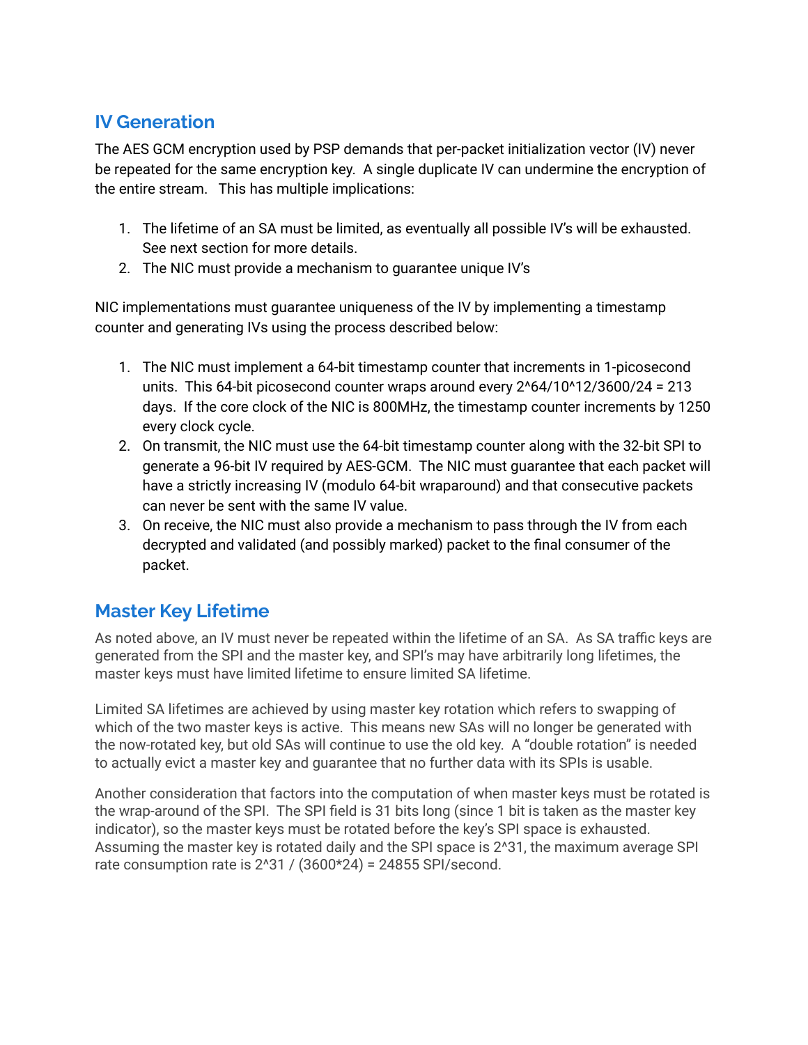## IV Generation

The AES GCM encryption used by PSP demands that per-packet initialization vector (IV) never be repeated for the same encryption key. A single duplicate IV can undermine the encryption of the entire stream. This has multiple implications:

1. The lifetime of an SA must be limited, as eventually all possible IV's will be exhausted. See next section for more details.
2. The NIC must provide a mechanism to guarantee unique IV's

NIC implementations must guarantee uniqueness of the IV by implementing a timestamp counter and generating IVs using the process described below:

1. The NIC must implement a 64-bit timestamp counter that increments in 1-picosecond units. This 64-bit picosecond counter wraps around every $2^{64}/10^{12}/3600/24 = 213$ days. If the core clock of the NIC is 800MHz, the timestamp counter increments by 1250 every clock cycle.
2. On transmit, the NIC must use the 64-bit timestamp counter along with the 32-bit SPI to generate a 96-bit IV required by AES-GCM. The NIC must guarantee that each packet will have a strictly increasing IV (modulo 64-bit wraparound) and that consecutive packets can never be sent with the same IV value.
3. On receive, the NIC must also provide a mechanism to pass through the IV from each decrypted and validated (and possibly marked) packet to the final consumer of the packet.

## Master Key Lifetime

As noted above, an IV must never be repeated within the lifetime of an SA. As SA traffic keys are generated from the SPI and the master key, and SPI's may have arbitrarily long lifetimes, the master keys must have limited lifetime to ensure limited SA lifetime.

Limited SA lifetimes are achieved by using master key rotation which refers to swapping of which of the two master keys is active. This means new SAs will no longer be generated with the now-rotated key, but old SAs will continue to use the old key. A "double rotation" is needed to actually evict a master key and guarantee that no further data with its SPIs is usable.

Another consideration that factors into the computation of when master keys must be rotated is the wrap-around of the SPI. The SPI field is 31 bits long (since 1 bit is taken as the master key indicator), so the master keys must be rotated before the key's SPI space is exhausted. Assuming the master key is rotated daily and the SPI space is $2^{31}$, the maximum average SPI rate consumption rate is $2^{31} / (3600*24) = 24855$ SPI/second.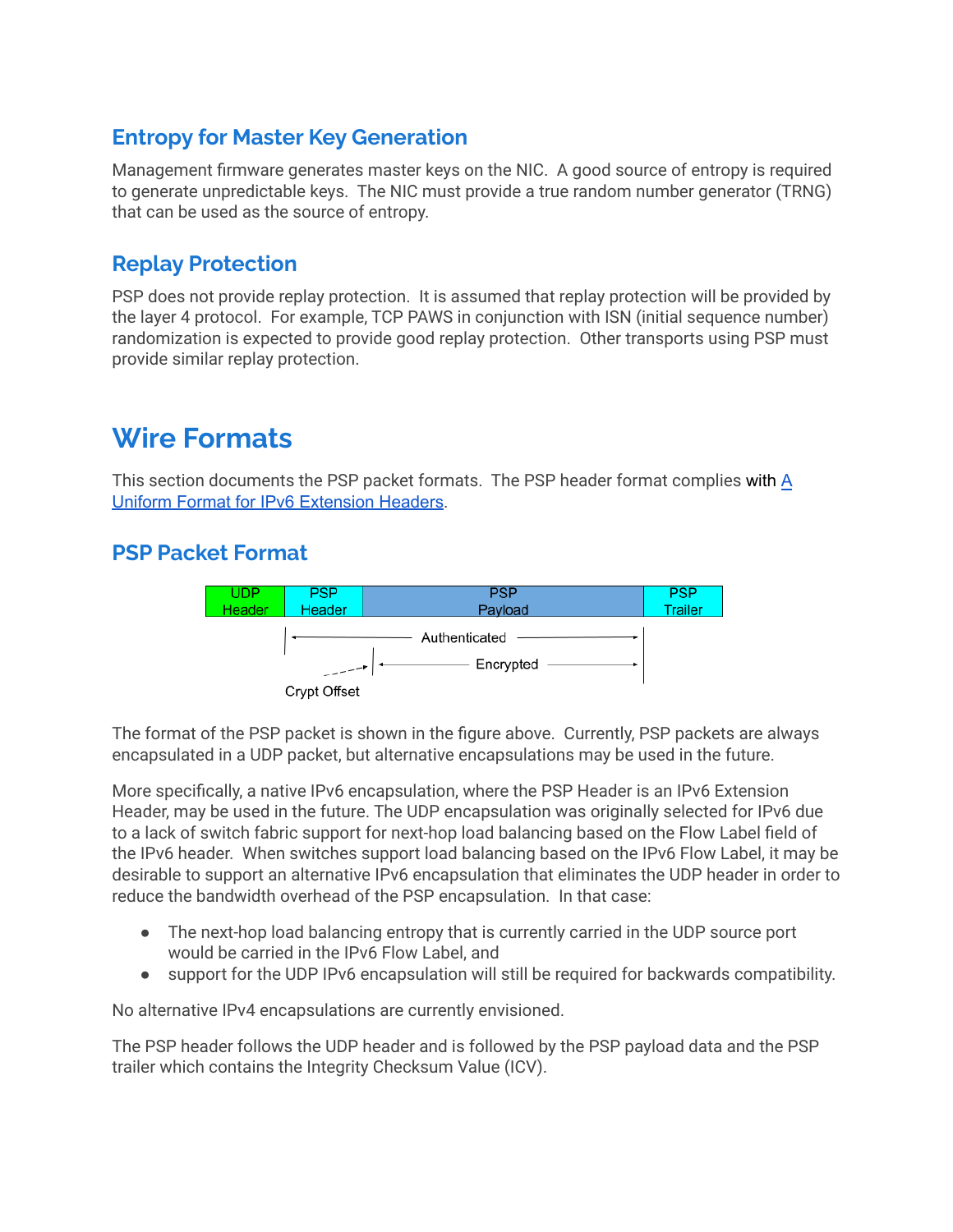## Entropy for Master Key Generation

Management firmware generates master keys on the NIC. A good source of entropy is required to generate unpredictable keys. The NIC must provide a true random number generator (TRNG) that can be used as the source of entropy.

## Replay Protection

PSP does not provide replay protection. It is assumed that replay protection will be provided by the layer 4 protocol. For example, TCP PAWS in conjunction with ISN (initial sequence number) randomization is expected to provide good replay protection. Other transports using PSP must provide similar replay protection.

# Wire Formats

This section documents the PSP packet formats. The PSP header format complies with [A Uniform Format for IPv6 Extension Headers](https://example.com).

## PSP Packet Format

| UDP Header | PSP Header | PSP Payload | PSP Trailer |
|---|---|---|---|

Authenticated: PSP Header, PSP Payload

Encrypted: from Crypt Offset through PSP Payload

Crypt Offset

The format of the PSP packet is shown in the figure above. Currently, PSP packets are always encapsulated in a UDP packet, but alternative encapsulations may be used in the future.

More specifically, a native IPv6 encapsulation, where the PSP Header is an IPv6 Extension Header, may be used in the future. The UDP encapsulation was originally selected for IPv6 due to a lack of switch fabric support for next-hop load balancing based on the Flow Label field of the IPv6 header. When switches support load balancing based on the IPv6 Flow Label, it may be desirable to support an alternative IPv6 encapsulation that eliminates the UDP header in order to reduce the bandwidth overhead of the PSP encapsulation. In that case:

- The next-hop load balancing entropy that is currently carried in the UDP source port would be carried in the IPv6 Flow Label, and
- support for the UDP IPv6 encapsulation will still be required for backwards compatibility.

No alternative IPv4 encapsulations are currently envisioned.

The PSP header follows the UDP header and is followed by the PSP payload data and the PSP trailer which contains the Integrity Checksum Value (ICV).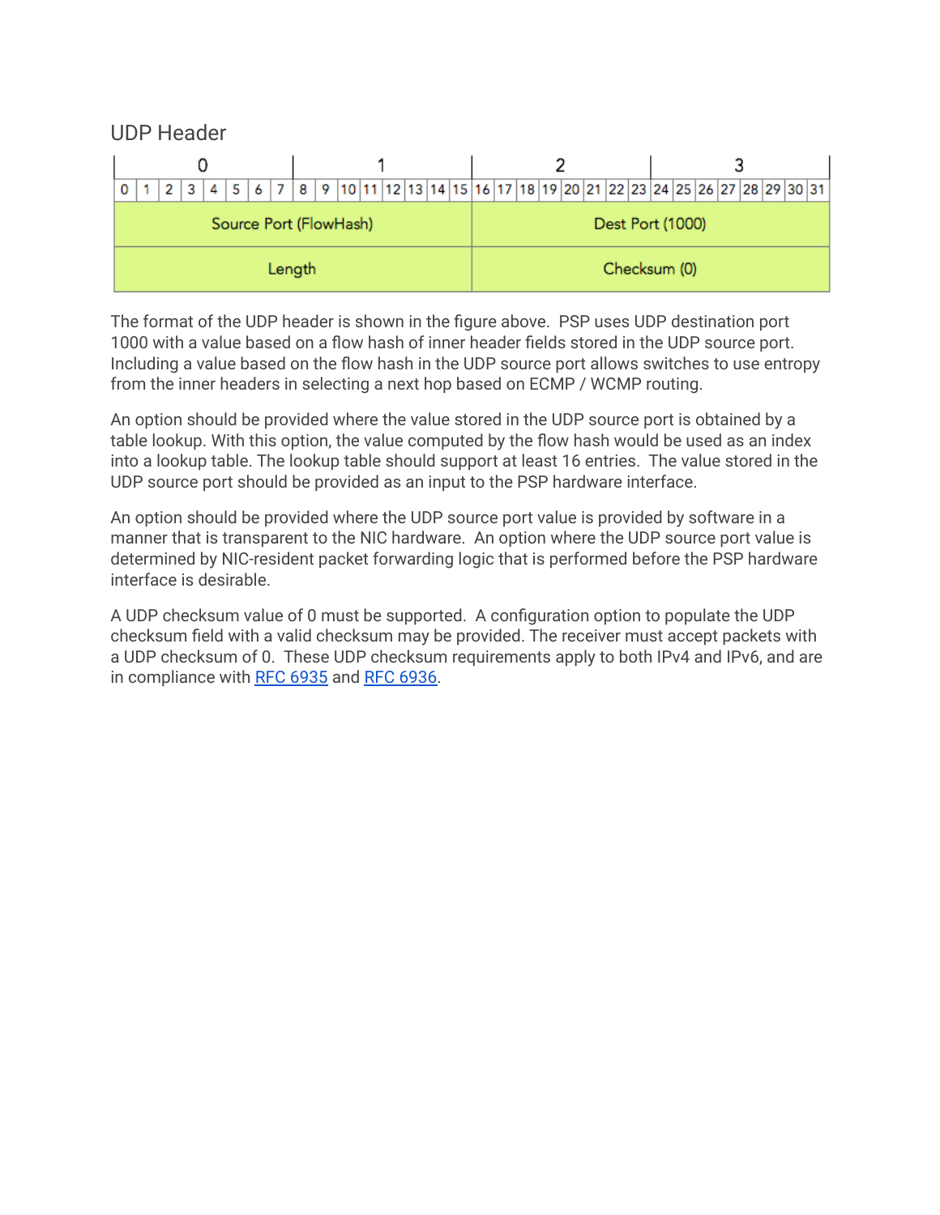## UDP Header

| 0 | | | | | | | | 1 | | | | | | | | 2 | | | | | | | | 3 | | | | | | | |
|---|---|---|---|---|---|---|---|---|---|---|---|---|---|---|---|---|---|---|---|---|---|---|---|---|---|---|---|---|---|---|---|
| 0 | 1 | 2 | 3 | 4 | 5 | 6 | 7 | 8 | 9 | 10 | 11 | 12 | 13 | 14 | 15 | 16 | 17 | 18 | 19 | 20 | 21 | 22 | 23 | 24 | 25 | 26 | 27 | 28 | 29 | 30 | 31 |
| Source Port (FlowHash) | | | | | | | | | | | | | | | | Dest Port (1000) | | | | | | | | | | | | | | | |
| Length | | | | | | | | | | | | | | | | Checksum (0) | | | | | | | | | | | | | | | |

The format of the UDP header is shown in the figure above. PSP uses UDP destination port 1000 with a value based on a flow hash of inner header fields stored in the UDP source port. Including a value based on the flow hash in the UDP source port allows switches to use entropy from the inner headers in selecting a next hop based on ECMP / WCMP routing.

An option should be provided where the value stored in the UDP source port is obtained by a table lookup. With this option, the value computed by the flow hash would be used as an index into a lookup table. The lookup table should support at least 16 entries. The value stored in the UDP source port should be provided as an input to the PSP hardware interface.

An option should be provided where the UDP source port value is provided by software in a manner that is transparent to the NIC hardware. An option where the UDP source port value is determined by NIC-resident packet forwarding logic that is performed before the PSP hardware interface is desirable.

A UDP checksum value of 0 must be supported. A configuration option to populate the UDP checksum field with a valid checksum may be provided. The receiver must accept packets with a UDP checksum of 0. These UDP checksum requirements apply to both IPv4 and IPv6, and are in compliance with RFC 6935 and RFC 6936.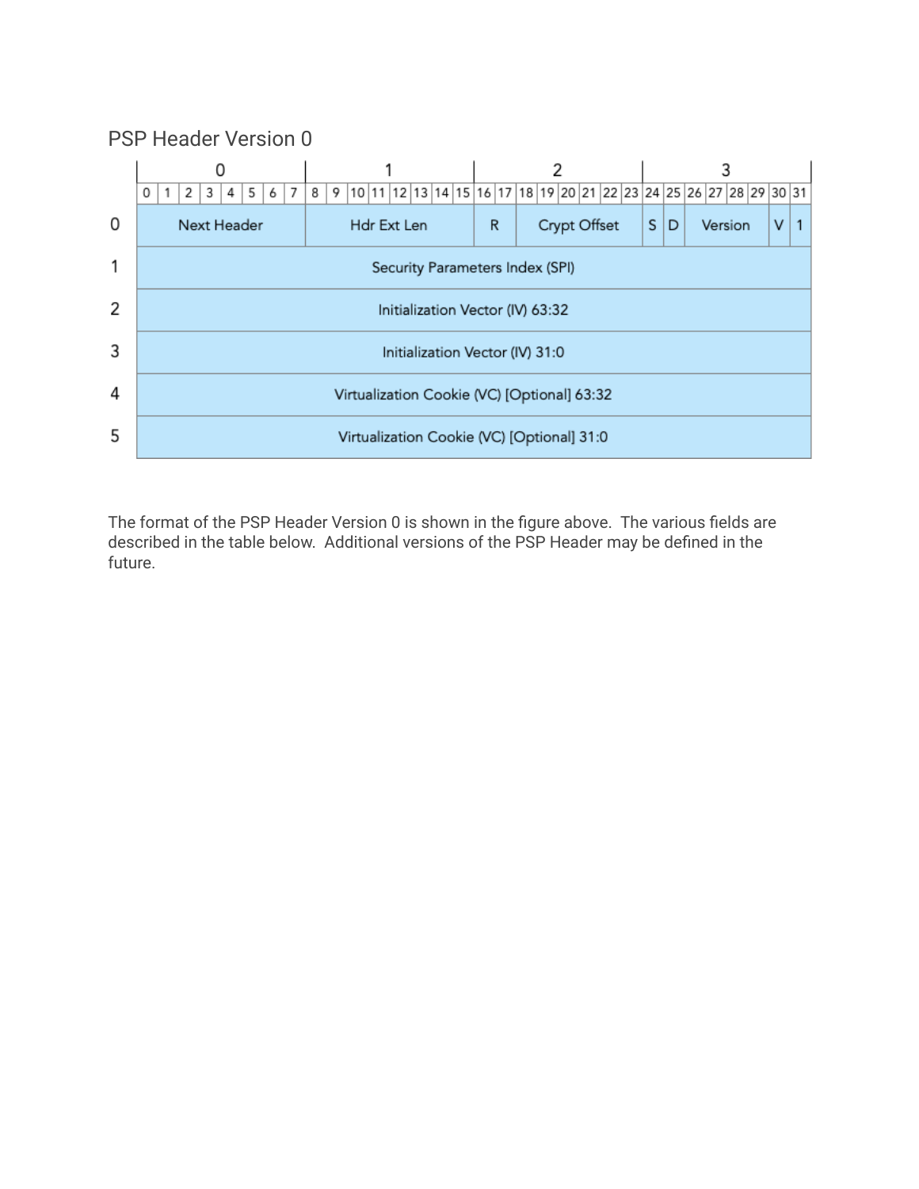## PSP Header Version 0

| | 0 | | | | | | | | 1 | | | | | | | | 2 | | | | | | | | 3 | | | | | | | |
|---|---|---|---|---|---|---|---|---|---|---|---|---|---|---|---|---|---|---|---|---|---|---|---|---|---|---|---|---|---|---|---|---|
| | 0 | 1 | 2 | 3 | 4 | 5 | 6 | 7 | 8 | 9 | 10 | 11 | 12 | 13 | 14 | 15 | 16 | 17 | 18 | 19 | 20 | 21 | 22 | 23 | 24 | 25 | 26 | 27 | 28 | 29 | 30 | 31 |
| 0 | Next Header | | | | | | | | Hdr Ext Len | | | | | | | | R | | Crypt Offset | | | | | | S | D | Version | | | | V | 1 |
| 1 | Security Parameters Index (SPI) | | | | | | | | | | | | | | | | | | | | | | | | | | | | | | | |
| 2 | Initialization Vector (IV) 63:32 | | | | | | | | | | | | | | | | | | | | | | | | | | | | | | | |
| 3 | Initialization Vector (IV) 31:0 | | | | | | | | | | | | | | | | | | | | | | | | | | | | | | | |
| 4 | Virtualization Cookie (VC) [Optional] 63:32 | | | | | | | | | | | | | | | | | | | | | | | | | | | | | | | |
| 5 | Virtualization Cookie (VC) [Optional] 31:0 | | | | | | | | | | | | | | | | | | | | | | | | | | | | | | | |

The format of the PSP Header Version 0 is shown in the figure above. The various fields are described in the table below. Additional versions of the PSP Header may be defined in the future.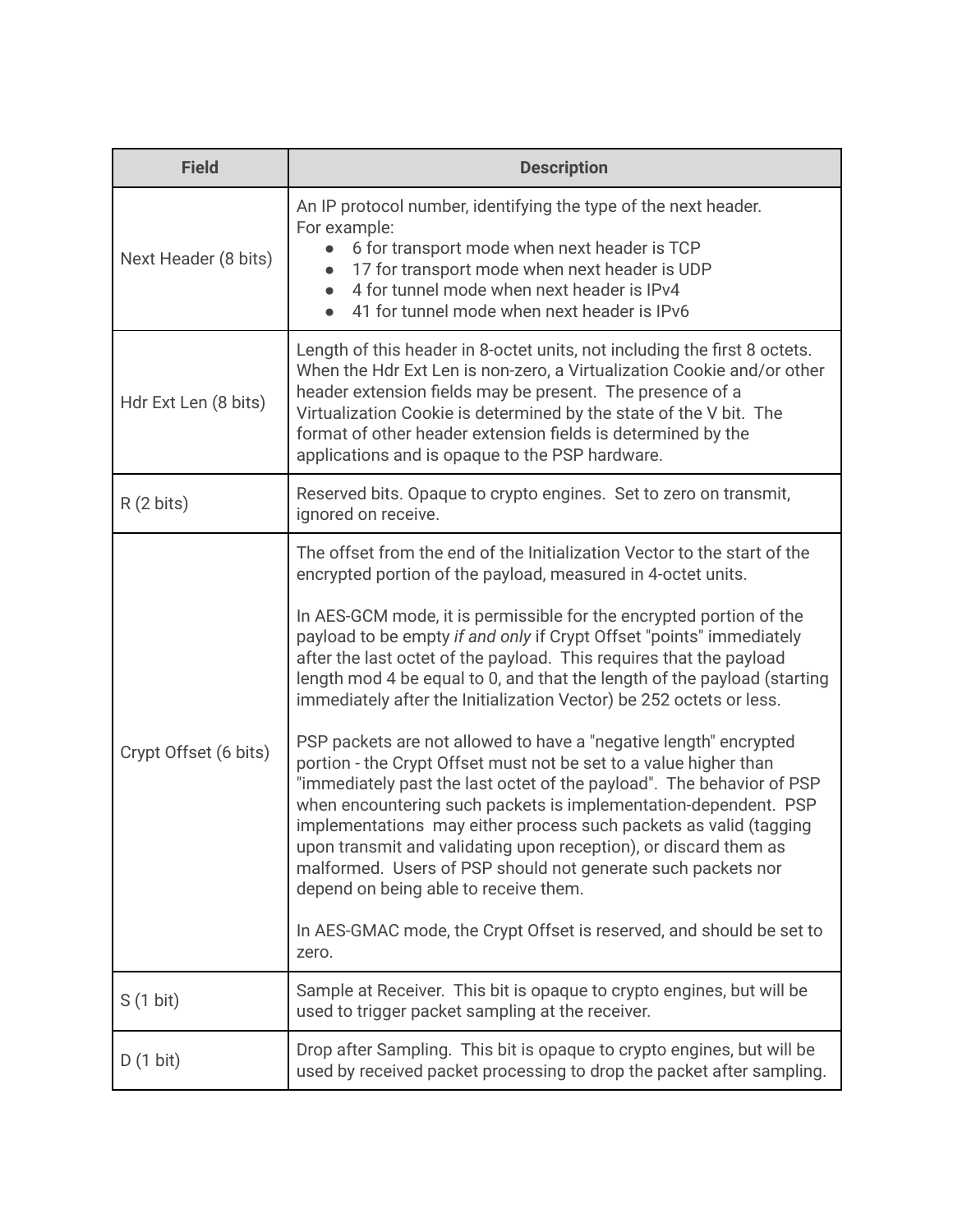| Field | Description |
|---|---|
| Next Header (8 bits) | An IP protocol number, identifying the type of the next header.<br>For example:<br>● 6 for transport mode when next header is TCP<br>● 17 for transport mode when next header is UDP<br>● 4 for tunnel mode when next header is IPv4<br>● 41 for tunnel mode when next header is IPv6 |
| Hdr Ext Len (8 bits) | Length of this header in 8-octet units, not including the first 8 octets. When the Hdr Ext Len is non-zero, a Virtualization Cookie and/or other header extension fields may be present. The presence of a Virtualization Cookie is determined by the state of the V bit. The format of other header extension fields is determined by the applications and is opaque to the PSP hardware. |
| R (2 bits) | Reserved bits. Opaque to crypto engines. Set to zero on transmit, ignored on receive. |
| Crypt Offset (6 bits) | The offset from the end of the Initialization Vector to the start of the encrypted portion of the payload, measured in 4-octet units.<br><br>In AES-GCM mode, it is permissible for the encrypted portion of the payload to be empty *if and only* if Crypt Offset "points" immediately after the last octet of the payload. This requires that the payload length mod 4 be equal to 0, and that the length of the payload (starting immediately after the Initialization Vector) be 252 octets or less.<br><br>PSP packets are not allowed to have a "negative length" encrypted portion - the Crypt Offset must not be set to a value higher than "immediately past the last octet of the payload". The behavior of PSP when encountering such packets is implementation-dependent. PSP implementations may either process such packets as valid (tagging upon transmit and validating upon reception), or discard them as malformed. Users of PSP should not generate such packets nor depend on being able to receive them.<br><br>In AES-GMAC mode, the Crypt Offset is reserved, and should be set to zero. |
| S (1 bit) | Sample at Receiver. This bit is opaque to crypto engines, but will be used to trigger packet sampling at the receiver. |
| D (1 bit) | Drop after Sampling. This bit is opaque to crypto engines, but will be used by received packet processing to drop the packet after sampling. |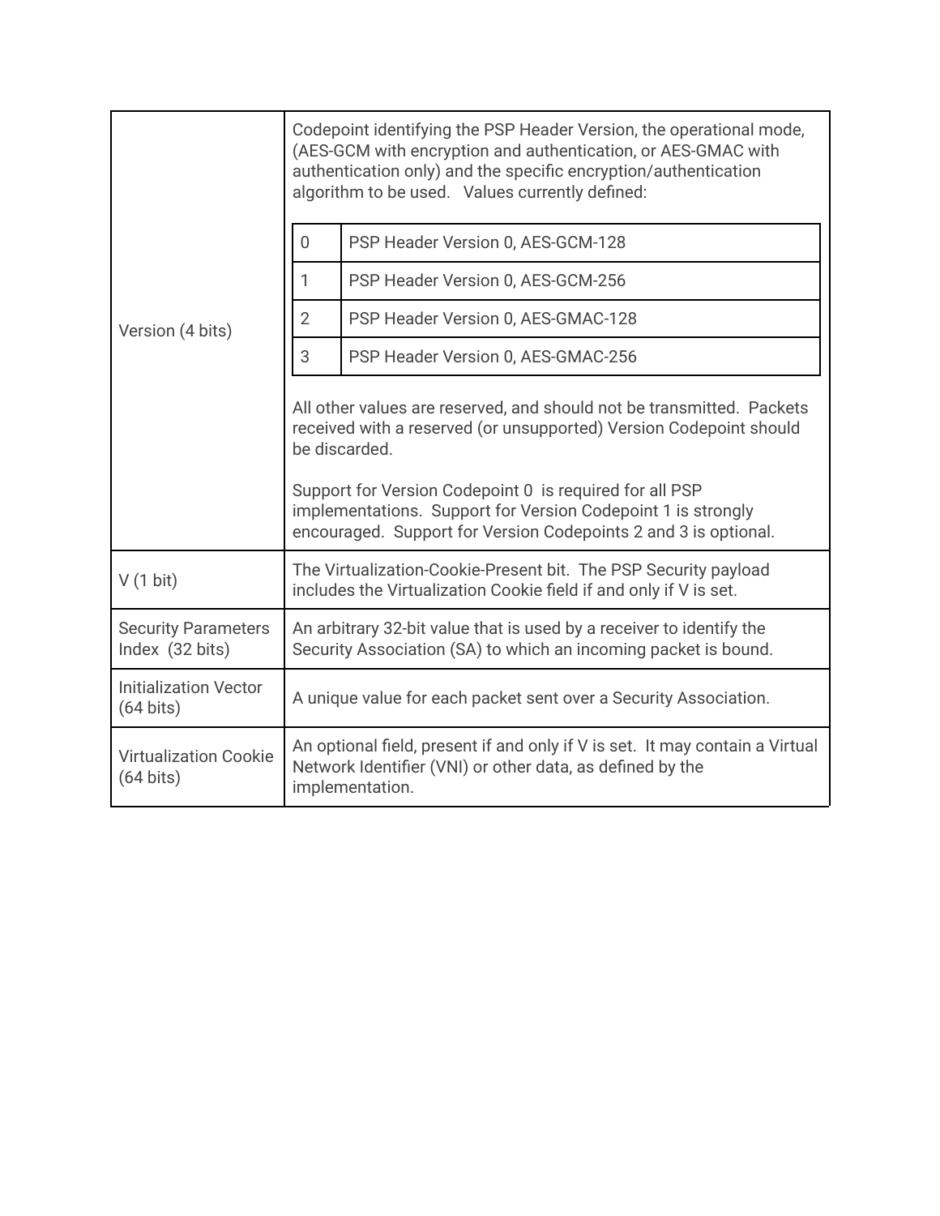| | |
|---|---|
| Version (4 bits) | Codepoint identifying the PSP Header Version, the operational mode, (AES-GCM with encryption and authentication, or AES-GMAC with authentication only) and the specific encryption/authentication algorithm to be used. Values currently defined:<br><br>0: PSP Header Version 0, AES-GCM-128<br>1: PSP Header Version 0, AES-GCM-256<br>2: PSP Header Version 0, AES-GMAC-128<br>3: PSP Header Version 0, AES-GMAC-256<br><br>All other values are reserved, and should not be transmitted. Packets received with a reserved (or unsupported) Version Codepoint should be discarded.<br><br>Support for Version Codepoint 0 is required for all PSP implementations. Support for Version Codepoint 1 is strongly encouraged. Support for Version Codepoints 2 and 3 is optional. |
| V (1 bit) | The Virtualization-Cookie-Present bit. The PSP Security payload includes the Virtualization Cookie field if and only if V is set. |
| Security Parameters Index (32 bits) | An arbitrary 32-bit value that is used by a receiver to identify the Security Association (SA) to which an incoming packet is bound. |
| Initialization Vector (64 bits) | A unique value for each packet sent over a Security Association. |
| Virtualization Cookie (64 bits) | An optional field, present if and only if V is set. It may contain a Virtual Network Identifier (VNI) or other data, as defined by the implementation. |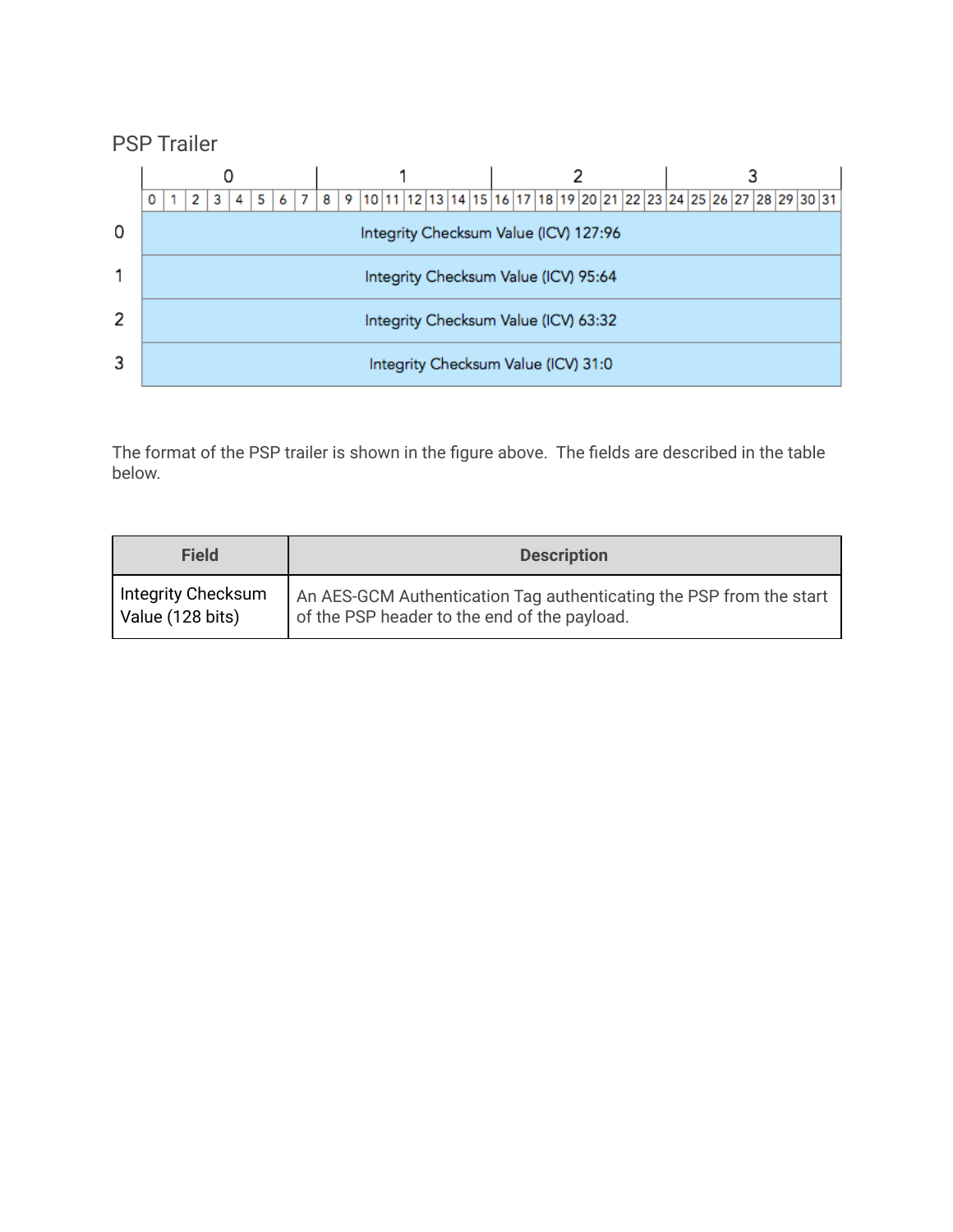## PSP Trailer

| | 0 | | | | | | | | 1 | | | | | | | | 2 | | | | | | | | 3 | | | | | | | |
|---|---|---|---|---|---|---|---|---|---|---|---|---|---|---|---|---|---|---|---|---|---|---|---|---|---|---|---|---|---|---|---|---|
| | 0 | 1 | 2 | 3 | 4 | 5 | 6 | 7 | 8 | 9 | 10 | 11 | 12 | 13 | 14 | 15 | 16 | 17 | 18 | 19 | 20 | 21 | 22 | 23 | 24 | 25 | 26 | 27 | 28 | 29 | 30 | 31 |
| 0 | Integrity Checksum Value (ICV) 127:96 | | | | | | | | | | | | | | | | | | | | | | | | | | | | | | | |
| 1 | Integrity Checksum Value (ICV) 95:64 | | | | | | | | | | | | | | | | | | | | | | | | | | | | | | | |
| 2 | Integrity Checksum Value (ICV) 63:32 | | | | | | | | | | | | | | | | | | | | | | | | | | | | | | | |
| 3 | Integrity Checksum Value (ICV) 31:0 | | | | | | | | | | | | | | | | | | | | | | | | | | | | | | | |

The format of the PSP trailer is shown in the figure above. The fields are described in the table below.

| Field | Description |
|---|---|
| Integrity Checksum Value (128 bits) | An AES-GCM Authentication Tag authenticating the PSP from the start of the PSP header to the end of the payload. |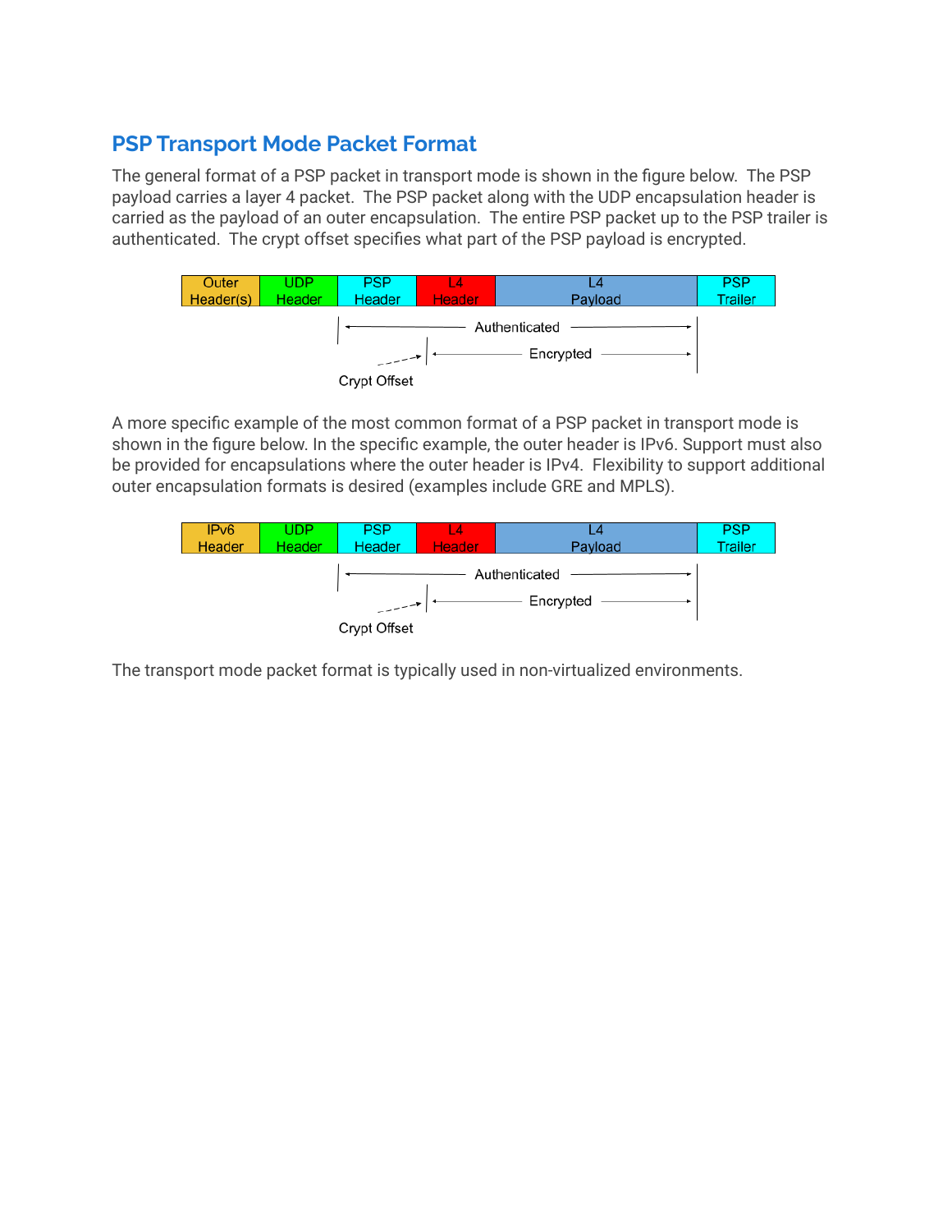## PSP Transport Mode Packet Format

The general format of a PSP packet in transport mode is shown in the figure below. The PSP payload carries a layer 4 packet. The PSP packet along with the UDP encapsulation header is carried as the payload of an outer encapsulation. The entire PSP packet up to the PSP trailer is authenticated. The crypt offset specifies what part of the PSP payload is encrypted.

| Outer Header(s) | UDP Header | PSP Header | L4 Header | L4 Payload | PSP Trailer |
|---|---|---|---|---|---|

Authenticated: PSP Header through L4 Payload. Encrypted: from Crypt Offset through L4 Payload.

A more specific example of the most common format of a PSP packet in transport mode is shown in the figure below. In the specific example, the outer header is IPv6. Support must also be provided for encapsulations where the outer header is IPv4. Flexibility to support additional outer encapsulation formats is desired (examples include GRE and MPLS).

| IPv6 Header | UDP Header | PSP Header | L4 Header | L4 Payload | PSP Trailer |
|---|---|---|---|---|---|

Authenticated: PSP Header through L4 Payload. Encrypted: from Crypt Offset through L4 Payload.

The transport mode packet format is typically used in non-virtualized environments.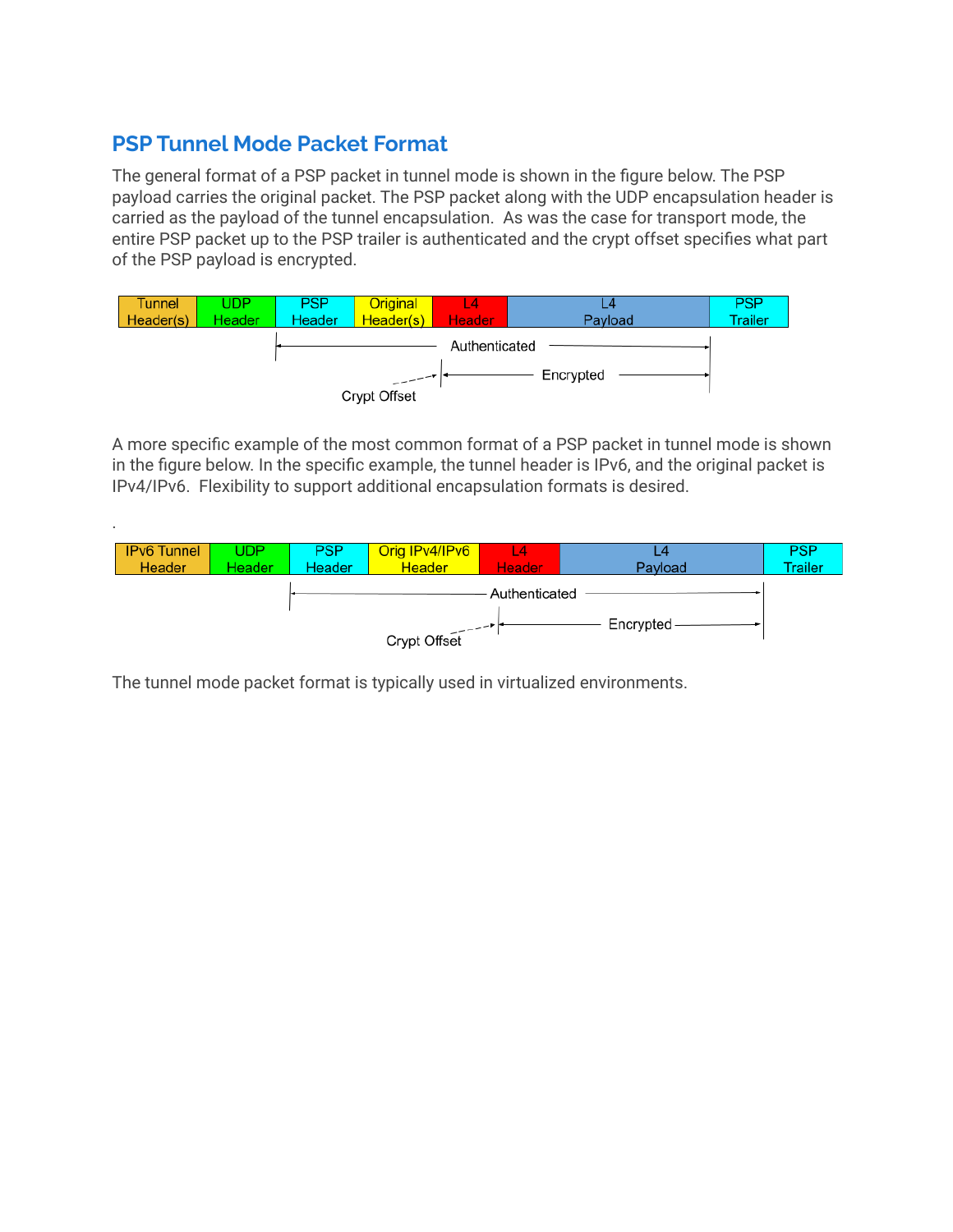## PSP Tunnel Mode Packet Format

The general format of a PSP packet in tunnel mode is shown in the figure below. The PSP payload carries the original packet. The PSP packet along with the UDP encapsulation header is carried as the payload of the tunnel encapsulation. As was the case for transport mode, the entire PSP packet up to the PSP trailer is authenticated and the crypt offset specifies what part of the PSP payload is encrypted.

| Tunnel Header(s) | UDP Header | PSP Header | Original Header(s) | L4 Header | L4 Payload | PSP Trailer |
|---|---|---|---|---|---|---|

Authenticated

Encrypted

Crypt Offset

A more specific example of the most common format of a PSP packet in tunnel mode is shown in the figure below. In the specific example, the tunnel header is IPv6, and the original packet is IPv4/IPv6. Flexibility to support additional encapsulation formats is desired.

.

| IPv6 Tunnel Header | UDP Header | PSP Header | Orig IPv4/IPv6 Header | L4 Header | L4 Payload | PSP Trailer |
|---|---|---|---|---|---|---|

Authenticated

Encrypted

Crypt Offset

The tunnel mode packet format is typically used in virtualized environments.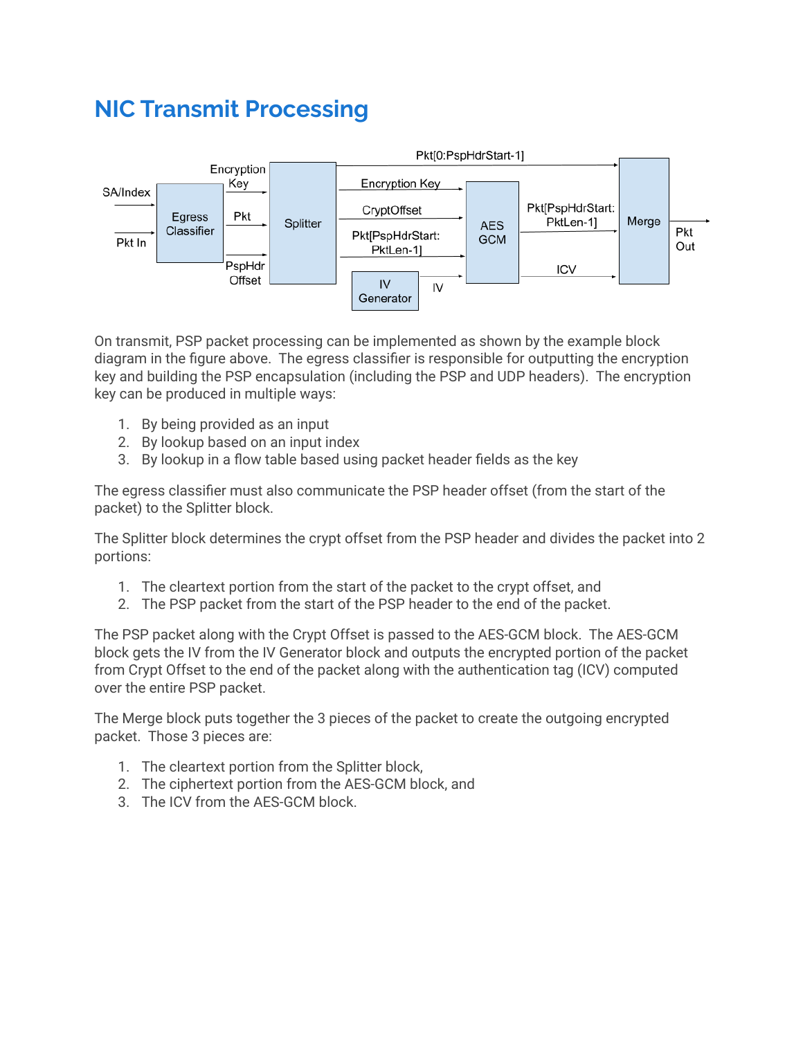# NIC Transmit Processing

On transmit, PSP packet processing can be implemented as shown by the example block diagram in the figure above. The egress classifier is responsible for outputting the encryption key and building the PSP encapsulation (including the PSP and UDP headers). The encryption key can be produced in multiple ways:

1. By being provided as an input
2. By lookup based on an input index
3. By lookup in a flow table based using packet header fields as the key

The egress classifier must also communicate the PSP header offset (from the start of the packet) to the Splitter block.

The Splitter block determines the crypt offset from the PSP header and divides the packet into 2 portions:

1. The cleartext portion from the start of the packet to the crypt offset, and
2. The PSP packet from the start of the PSP header to the end of the packet.

The PSP packet along with the Crypt Offset is passed to the AES-GCM block. The AES-GCM block gets the IV from the IV Generator block and outputs the encrypted portion of the packet from Crypt Offset to the end of the packet along with the authentication tag (ICV) computed over the entire PSP packet.

The Merge block puts together the 3 pieces of the packet to create the outgoing encrypted packet. Those 3 pieces are:

1. The cleartext portion from the Splitter block,
2. The ciphertext portion from the AES-GCM block, and
3. The ICV from the AES-GCM block.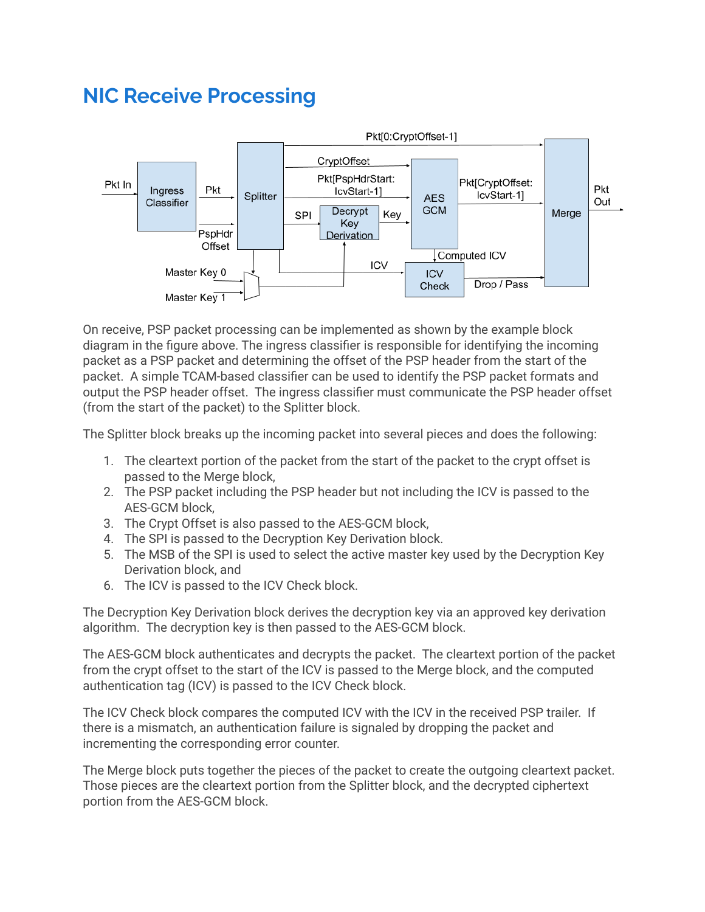# NIC Receive Processing

On receive, PSP packet processing can be implemented as shown by the example block diagram in the figure above. The ingress classifier is responsible for identifying the incoming packet as a PSP packet and determining the offset of the PSP header from the start of the packet. A simple TCAM-based classifier can be used to identify the PSP packet formats and output the PSP header offset. The ingress classifier must communicate the PSP header offset (from the start of the packet) to the Splitter block.

The Splitter block breaks up the incoming packet into several pieces and does the following:

1. The cleartext portion of the packet from the start of the packet to the crypt offset is passed to the Merge block,
2. The PSP packet including the PSP header but not including the ICV is passed to the AES-GCM block,
3. The Crypt Offset is also passed to the AES-GCM block,
4. The SPI is passed to the Decryption Key Derivation block.
5. The MSB of the SPI is used to select the active master key used by the Decryption Key Derivation block, and
6. The ICV is passed to the ICV Check block.

The Decryption Key Derivation block derives the decryption key via an approved key derivation algorithm. The decryption key is then passed to the AES-GCM block.

The AES-GCM block authenticates and decrypts the packet. The cleartext portion of the packet from the crypt offset to the start of the ICV is passed to the Merge block, and the computed authentication tag (ICV) is passed to the ICV Check block.

The ICV Check block compares the computed ICV with the ICV in the received PSP trailer. If there is a mismatch, an authentication failure is signaled by dropping the packet and incrementing the corresponding error counter.

The Merge block puts together the pieces of the packet to create the outgoing cleartext packet. Those pieces are the cleartext portion from the Splitter block, and the decrypted ciphertext portion from the AES-GCM block.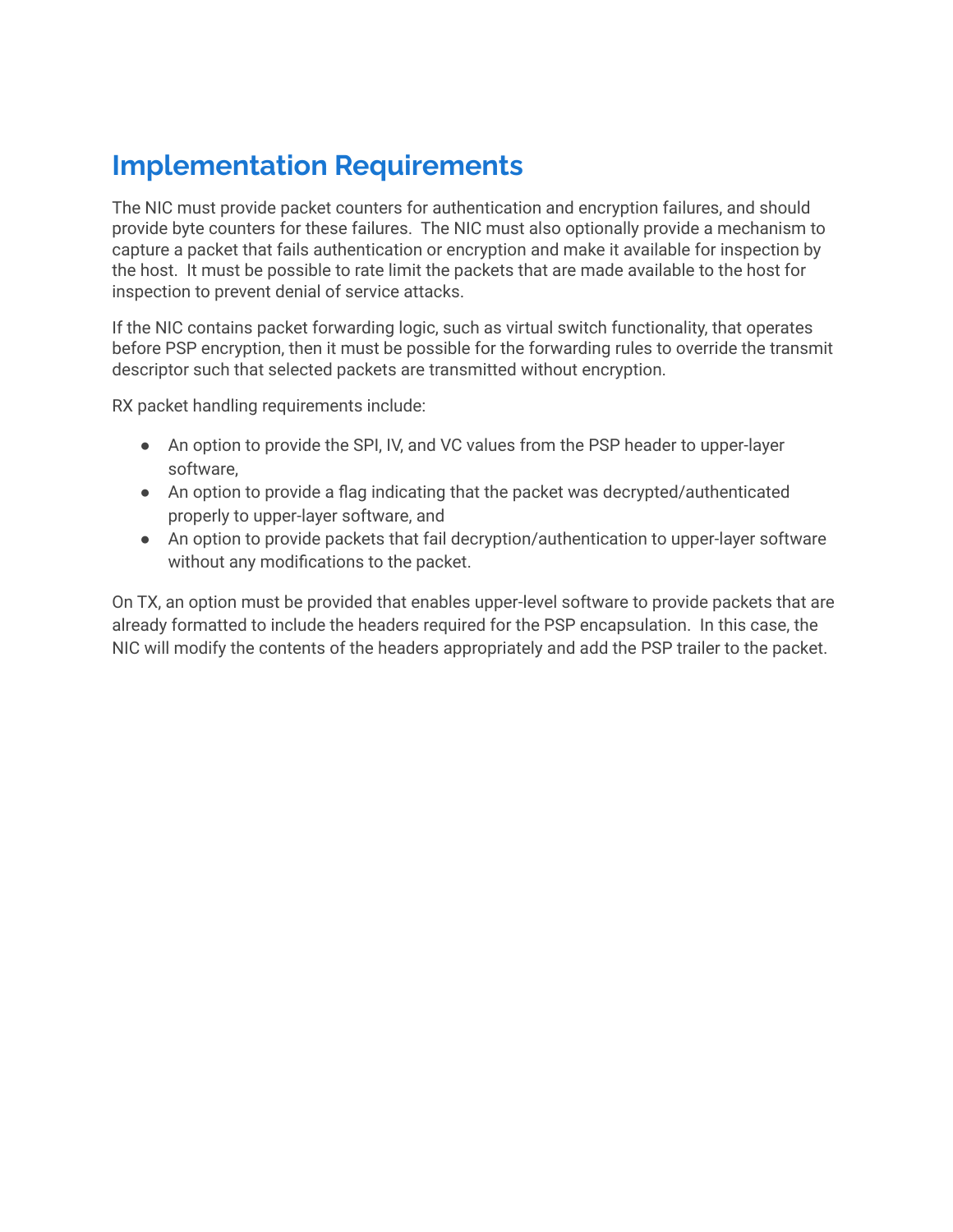# Implementation Requirements

The NIC must provide packet counters for authentication and encryption failures, and should provide byte counters for these failures. The NIC must also optionally provide a mechanism to capture a packet that fails authentication or encryption and make it available for inspection by the host. It must be possible to rate limit the packets that are made available to the host for inspection to prevent denial of service attacks.

If the NIC contains packet forwarding logic, such as virtual switch functionality, that operates before PSP encryption, then it must be possible for the forwarding rules to override the transmit descriptor such that selected packets are transmitted without encryption.

RX packet handling requirements include:

- An option to provide the SPI, IV, and VC values from the PSP header to upper-layer software,
- An option to provide a flag indicating that the packet was decrypted/authenticated properly to upper-layer software, and
- An option to provide packets that fail decryption/authentication to upper-layer software without any modifications to the packet.

On TX, an option must be provided that enables upper-level software to provide packets that are already formatted to include the headers required for the PSP encapsulation. In this case, the NIC will modify the contents of the headers appropriately and add the PSP trailer to the packet.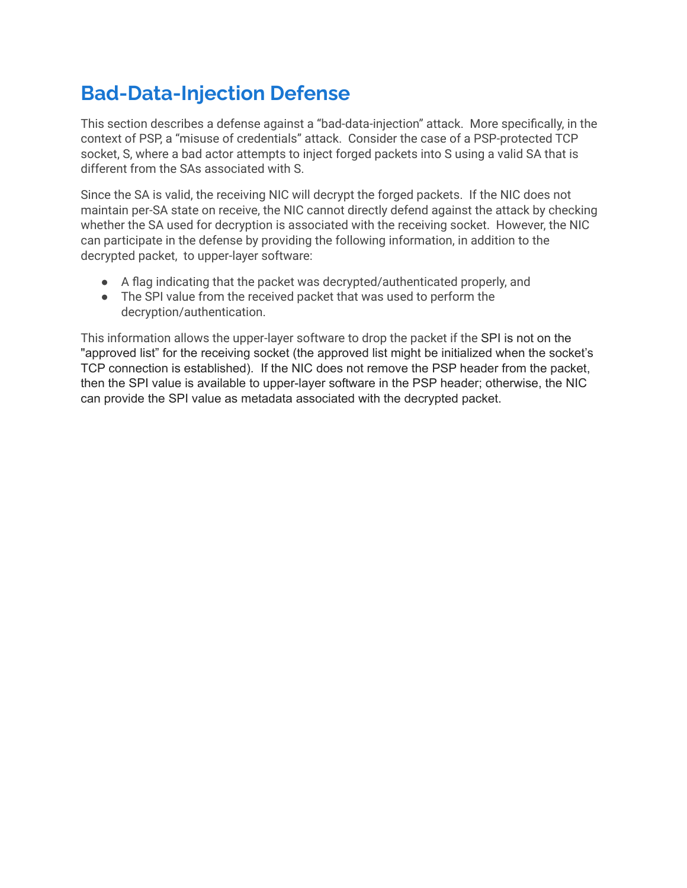# Bad-Data-Injection Defense

This section describes a defense against a "bad-data-injection" attack. More specifically, in the context of PSP, a "misuse of credentials" attack. Consider the case of a PSP-protected TCP socket, S, where a bad actor attempts to inject forged packets into S using a valid SA that is different from the SAs associated with S.

Since the SA is valid, the receiving NIC will decrypt the forged packets. If the NIC does not maintain per-SA state on receive, the NIC cannot directly defend against the attack by checking whether the SA used for decryption is associated with the receiving socket. However, the NIC can participate in the defense by providing the following information, in addition to the decrypted packet, to upper-layer software:

- A flag indicating that the packet was decrypted/authenticated properly, and
- The SPI value from the received packet that was used to perform the decryption/authentication.

This information allows the upper-layer software to drop the packet if the SPI is not on the "approved list" for the receiving socket (the approved list might be initialized when the socket's TCP connection is established). If the NIC does not remove the PSP header from the packet, then the SPI value is available to upper-layer software in the PSP header; otherwise, the NIC can provide the SPI value as metadata associated with the decrypted packet.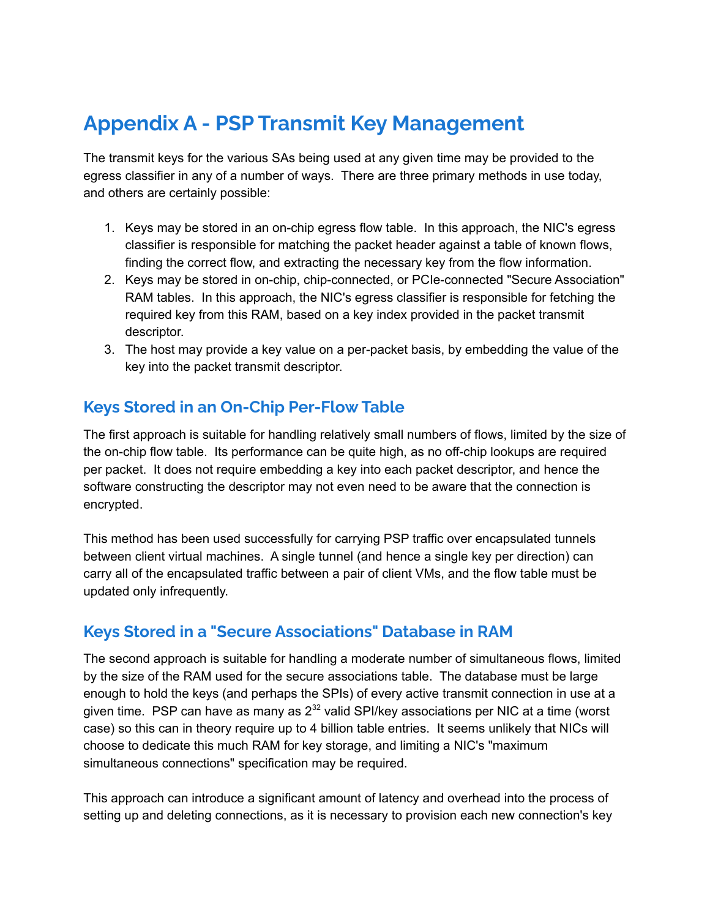# Appendix A - PSP Transmit Key Management

The transmit keys for the various SAs being used at any given time may be provided to the egress classifier in any of a number of ways. There are three primary methods in use today, and others are certainly possible:

1. Keys may be stored in an on-chip egress flow table. In this approach, the NIC's egress classifier is responsible for matching the packet header against a table of known flows, finding the correct flow, and extracting the necessary key from the flow information.
2. Keys may be stored in on-chip, chip-connected, or PCIe-connected "Secure Association" RAM tables. In this approach, the NIC's egress classifier is responsible for fetching the required key from this RAM, based on a key index provided in the packet transmit descriptor.
3. The host may provide a key value on a per-packet basis, by embedding the value of the key into the packet transmit descriptor.

## Keys Stored in an On-Chip Per-Flow Table

The first approach is suitable for handling relatively small numbers of flows, limited by the size of the on-chip flow table. Its performance can be quite high, as no off-chip lookups are required per packet. It does not require embedding a key into each packet descriptor, and hence the software constructing the descriptor may not even need to be aware that the connection is encrypted.

This method has been used successfully for carrying PSP traffic over encapsulated tunnels between client virtual machines. A single tunnel (and hence a single key per direction) can carry all of the encapsulated traffic between a pair of client VMs, and the flow table must be updated only infrequently.

## Keys Stored in a "Secure Associations" Database in RAM

The second approach is suitable for handling a moderate number of simultaneous flows, limited by the size of the RAM used for the secure associations table. The database must be large enough to hold the keys (and perhaps the SPIs) of every active transmit connection in use at a given time. PSP can have as many as $2^{32}$ valid SPI/key associations per NIC at a time (worst case) so this can in theory require up to 4 billion table entries. It seems unlikely that NICs will choose to dedicate this much RAM for key storage, and limiting a NIC's "maximum simultaneous connections" specification may be required.

This approach can introduce a significant amount of latency and overhead into the process of setting up and deleting connections, as it is necessary to provision each new connection's key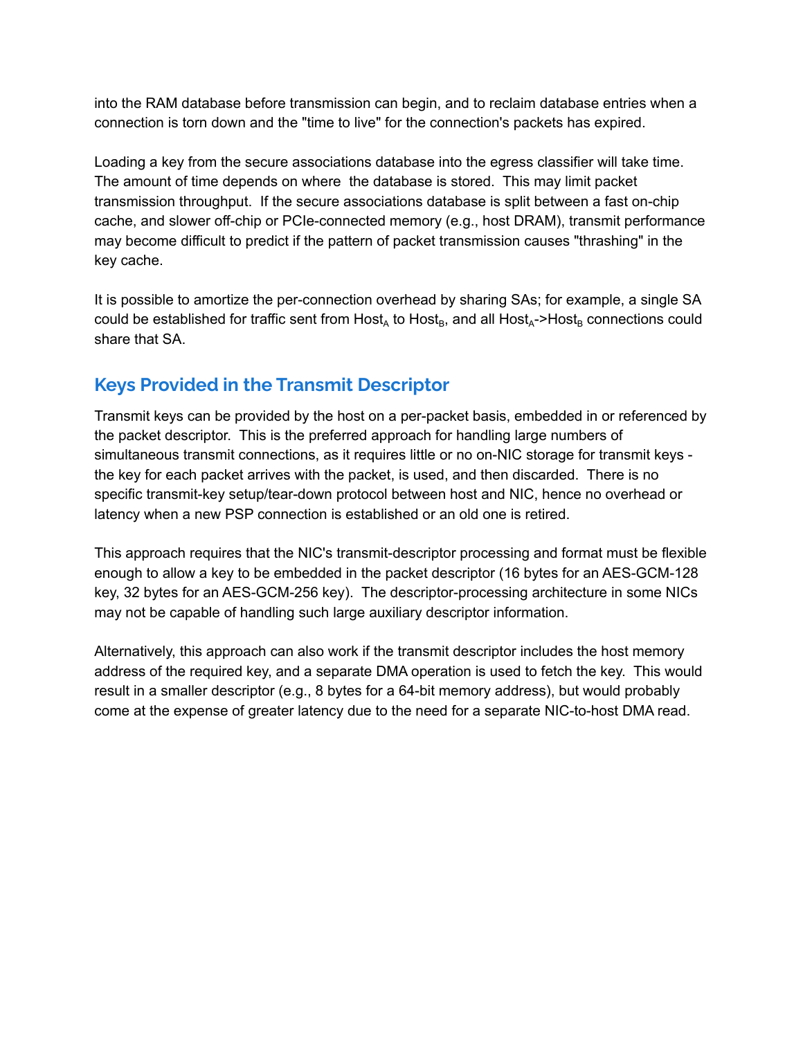into the RAM database before transmission can begin, and to reclaim database entries when a connection is torn down and the "time to live" for the connection's packets has expired.

Loading a key from the secure associations database into the egress classifier will take time. The amount of time depends on where the database is stored. This may limit packet transmission throughput. If the secure associations database is split between a fast on-chip cache, and slower off-chip or PCIe-connected memory (e.g., host DRAM), transmit performance may become difficult to predict if the pattern of packet transmission causes "thrashing" in the key cache.

It is possible to amortize the per-connection overhead by sharing SAs; for example, a single SA could be established for traffic sent from $Host_A$ to $Host_B$, and all $Host_A$->$Host_B$ connections could share that SA.

## Keys Provided in the Transmit Descriptor

Transmit keys can be provided by the host on a per-packet basis, embedded in or referenced by the packet descriptor. This is the preferred approach for handling large numbers of simultaneous transmit connections, as it requires little or no on-NIC storage for transmit keys - the key for each packet arrives with the packet, is used, and then discarded. There is no specific transmit-key setup/tear-down protocol between host and NIC, hence no overhead or latency when a new PSP connection is established or an old one is retired.

This approach requires that the NIC's transmit-descriptor processing and format must be flexible enough to allow a key to be embedded in the packet descriptor (16 bytes for an AES-GCM-128 key, 32 bytes for an AES-GCM-256 key). The descriptor-processing architecture in some NICs may not be capable of handling such large auxiliary descriptor information.

Alternatively, this approach can also work if the transmit descriptor includes the host memory address of the required key, and a separate DMA operation is used to fetch the key. This would result in a smaller descriptor (e.g., 8 bytes for a 64-bit memory address), but would probably come at the expense of greater latency due to the need for a separate NIC-to-host DMA read.